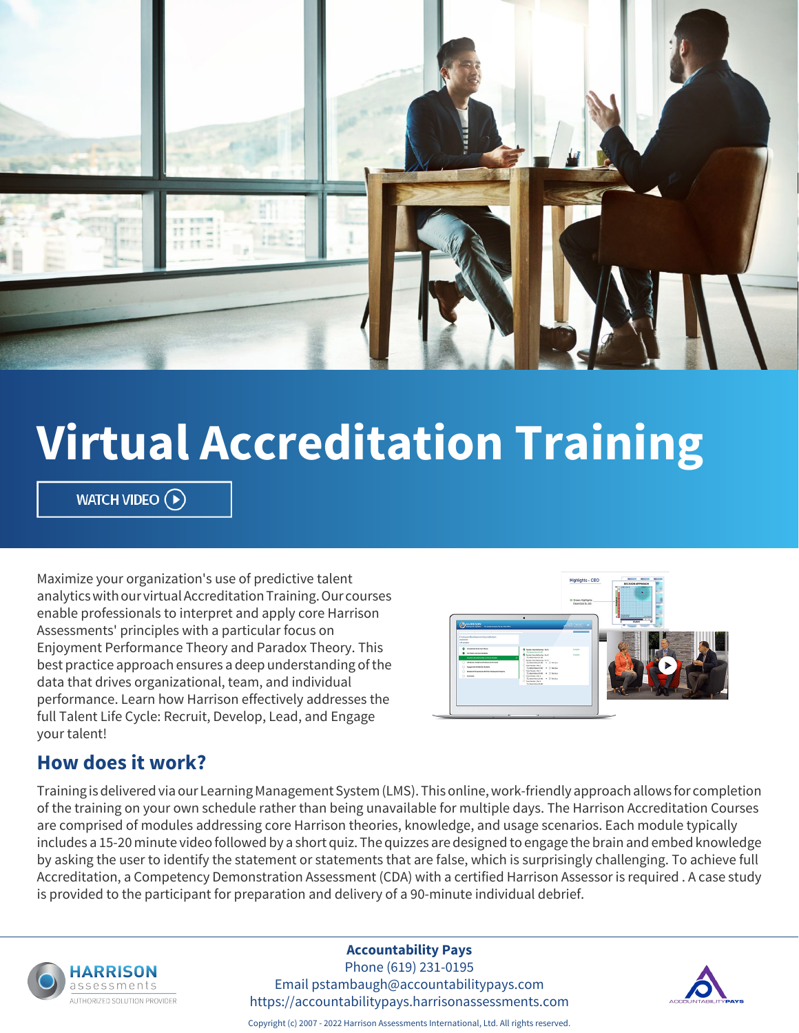# Virtual Accreditation Training

WATCH VIDEO

Maximize your organization's use of predictive talent analytics with our virtual Accreditation Training. Our courses enable professionals to interpret and apply core Harrison Assessments' principles with a particular focus on Enjoyment Performance Theory and Paradox Theory. This best practice approach ensures a deep understanding of the data that drives organizational, team, and individual performance. Learn how Harrison effectively addresses the full Talent Life Cycle: Recruit, Develop, Lead, and Engage your talent!

## How does it work?

Training is delivered via our Learning Management System (LMS). This online, work-friendly approach allows for completion of the training on your own schedule rather than being unavailable for multiple days. The Harrison Accreditation Courses are comprised of modules addressing core Harrison theories, knowledge, and usage scenarios. Each module typically includes a 15-20 minute video followed by a short quiz. The quizzes are designed to engage the brain and embed knowledge by asking the user to identify the statement or statements that are false, which is surprisingly challenging. To achieve full Accreditation, a Competency Demonstration Assessment (CDA) with a certified Harrison Assessor is required . A case study is provided to the participant for preparation and delivery of a 90-minute individual debrief.

HARRISON assessments
AUTHORIZED SOLUTION PROVIDER

**Accountability Pays**
Phone (619) 231-0195
Email pstambaugh@accountabilitypays.com
https://accountabilitypays.harrisonassessments.com

Copyright (c) 2007 - 2022 Harrison Assessments International, Ltd. All rights reserved.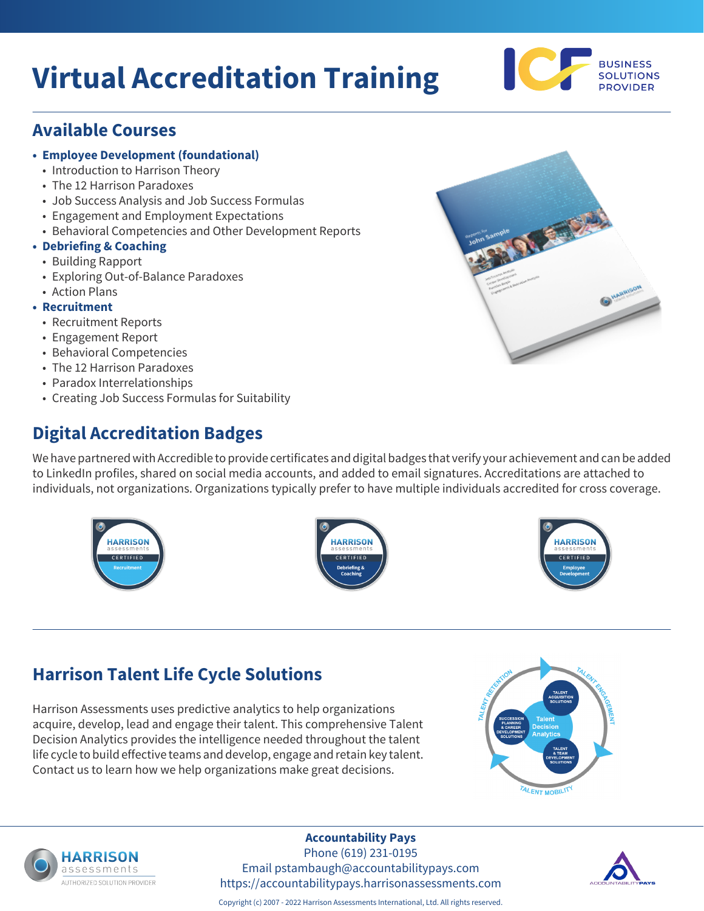# Virtual Accreditation Training

BUSINESS SOLUTIONS PROVIDER

## Available Courses

- **Employee Development (foundational)**
  - Introduction to Harrison Theory
  - The 12 Harrison Paradoxes
  - Job Success Analysis and Job Success Formulas
  - Engagement and Employment Expectations
  - Behavioral Competencies and Other Development Reports
- **Debriefing & Coaching**
  - Building Rapport
  - Exploring Out-of-Balance Paradoxes
  - Action Plans
- **Recruitment**
  - Recruitment Reports
  - Engagement Report
  - Behavioral Competencies
  - The 12 Harrison Paradoxes
  - Paradox Interrelationships
  - Creating Job Success Formulas for Suitability

## Digital Accreditation Badges

We have partnered with Accredible to provide certificates and digital badges that verify your achievement and can be added to LinkedIn profiles, shared on social media accounts, and added to email signatures. Accreditations are attached to individuals, not organizations. Organizations typically prefer to have multiple individuals accredited for cross coverage.

HARRISON assessments CERTIFIED Recruitment

HARRISON assessments CERTIFIED Debriefing & Coaching

HARRISON assessments CERTIFIED Employee Development

## Harrison Talent Life Cycle Solutions

Harrison Assessments uses predictive analytics to help organizations acquire, develop, lead and engage their talent. This comprehensive Talent Decision Analytics provides the intelligence needed throughout the talent life cycle to build effective teams and develop, engage and retain key talent. Contact us to learn how we help organizations make great decisions.

**Accountability Pays**
Phone (619) 231-0195
Email pstambaugh@accountabilitypays.com
https://accountabilitypays.harrisonassessments.com

HARRISON assessments AUTHORIZED SOLUTION PROVIDER

Copyright (c) 2007 - 2022 Harrison Assessments International, Ltd. All rights reserved.